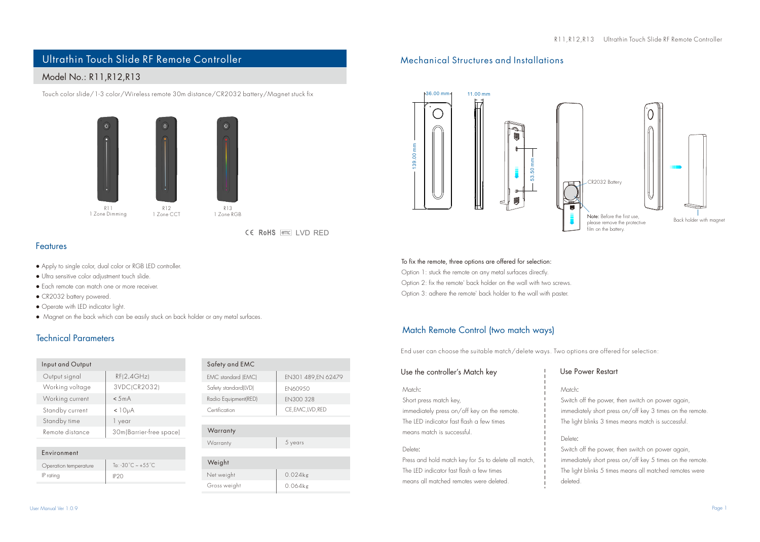# Ultrathin Touch Slide RF Remote Controller

## Model No.: R11,R12,R13

Touch color slide/1-3 color/Wireless remote 30m distance/CR2032 battery/Magnet stuck fix

R11
1 Zone Dimming

R12
1 Zone CCT

R13
1 Zone RGB

CE RoHS emc LVD RED

## Features

- Apply to single color, dual color or RGB LED controller.
- Ultra sensitive color adjustment touch slide.
- Each remote can match one or more receiver.
- CR2032 battery powered.
- Operate with LED indicator light.
- Magnet on the back which can be easily stuck on back holder or any metal surfaces.

## Technical Parameters

| Input and Output | |
|---|---|
| Output signal | RF(2.4GHz) |
| Working voltage | 3VDC(CR2032) |
| Working current | <5mA |
| Standby current | <10μA |
| Standby time | 1 year |
| Remote distance | 30m(Barrier-free space) |

| Environment | |
|---|---|
| Operation temperature | Ta: -30°C ~ +55°C |
| IP rating | IP20 |

| Safety and EMC | |
|---|---|
| EMC standard (EMC) | EN301 489,EN 62479 |
| Safety standard(LVD) | EN60950 |
| Radio Equipment(RED) | EN300 328 |
| Certification | CE,EMC,LVD,RED |

| Warranty | |
|---|---|
| Warranty | 5 years |

| Weight | |
|---|---|
| Net weight | 0.024kg |
| Gross weight | 0.064kg |

## Mechanical Structures and Installations

36.00 mm
11.00 mm
139.00 mm
53.50 mm

CR2032 Battery

Note: Before the first use, please remove the protective film on the battery.

Back holder with magnet

To fix the remote, three options are offered for selection:

Option 1: stuck the remote on any metal surfaces directly.

Option 2: fix the remote' back holder on the wall with two screws.

Option 3: adhere the remote' back holder to the wall with paster.

## Match Remote Control (two match ways)

End user can choose the suitable match/delete ways. Two options are offered for selection:

### Use the controller's Match key

Match:

Short press match key,
immediately press on/off key on the remote.
The LED indicator fast flash a few times
means match is successful.

Delete:

Press and hold match key for 5s to delete all match,
The LED indicator fast flash a few times
means all matched remotes were deleted.

### Use Power Restart

Match:

Switch off the power, then switch on power again,
immediately short press on/off key 3 times on the remote.
The light blinks 3 times means match is successful.

Delete:

Switch off the power, then switch on power again,
immediately short press on/off key 5 times on the remote.
The light blinks 5 times means all matched remotes were deleted.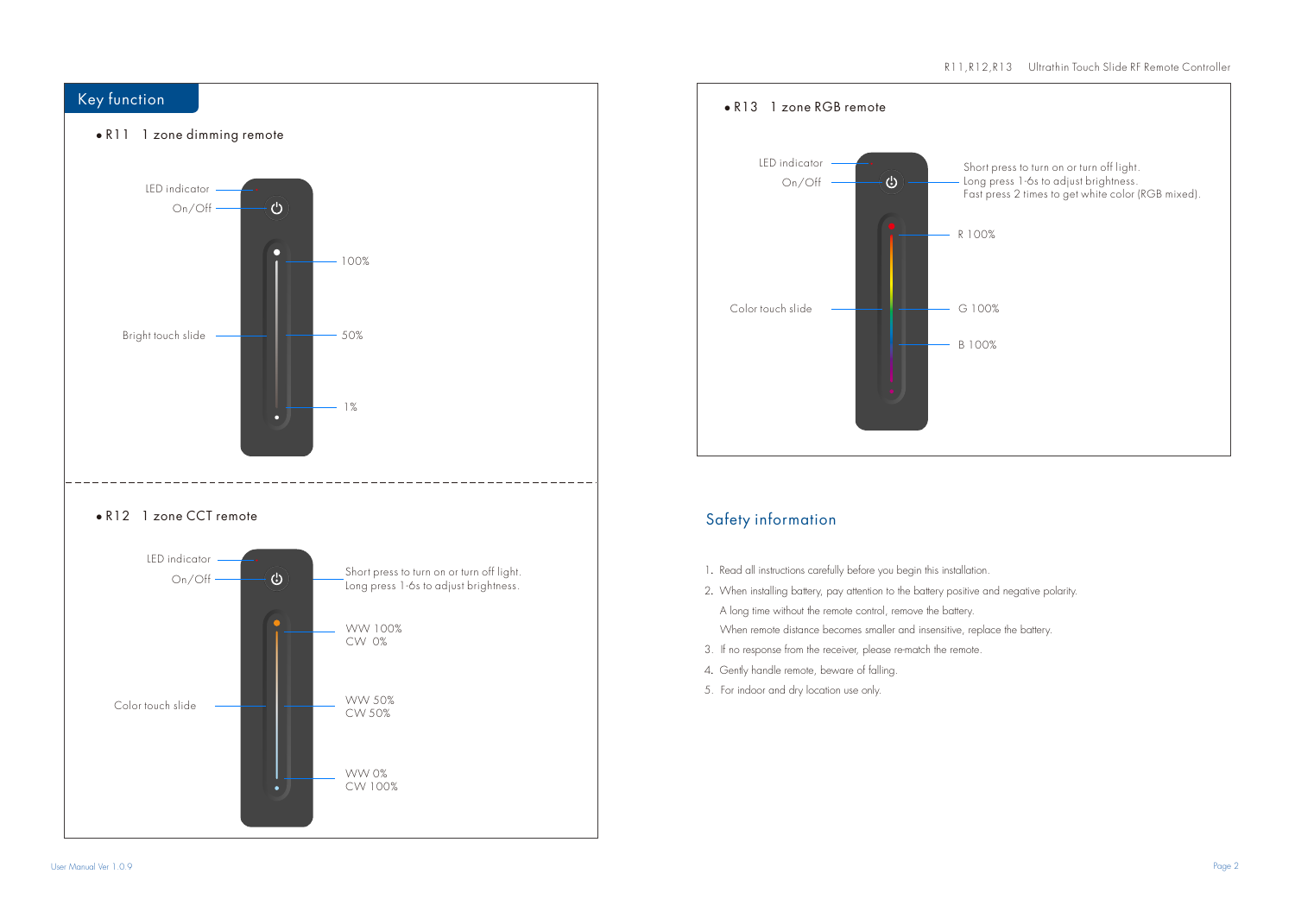## Key function

- R11 1 zone dimming remote

LED indicator

On/Off

Bright touch slide

100%

50%

1%

- R12 1 zone CCT remote

LED indicator

On/Off

Short press to turn on or turn off light.
Long press 1-6s to adjust brightness.

Color touch slide

WW 100%
CW 0%

WW 50%
CW 50%

WW 0%
CW 100%

- R13 1 zone RGB remote

LED indicator

On/Off

Short press to turn on or turn off light.
Long press 1-6s to adjust brightness.
Fast press 2 times to get white color (RGB mixed).

Color touch slide

R 100%

G 100%

B 100%

## Safety information

1. Read all instructions carefully before you begin this installation.
2. When installing battery, pay attention to the battery positive and negative polarity.
   A long time without the remote control, remove the battery.
   When remote distance becomes smaller and insensitive, replace the battery.
3. If no response from the receiver, please re-match the remote.
4. Gently handle remote, beware of falling.
5. For indoor and dry location use only.